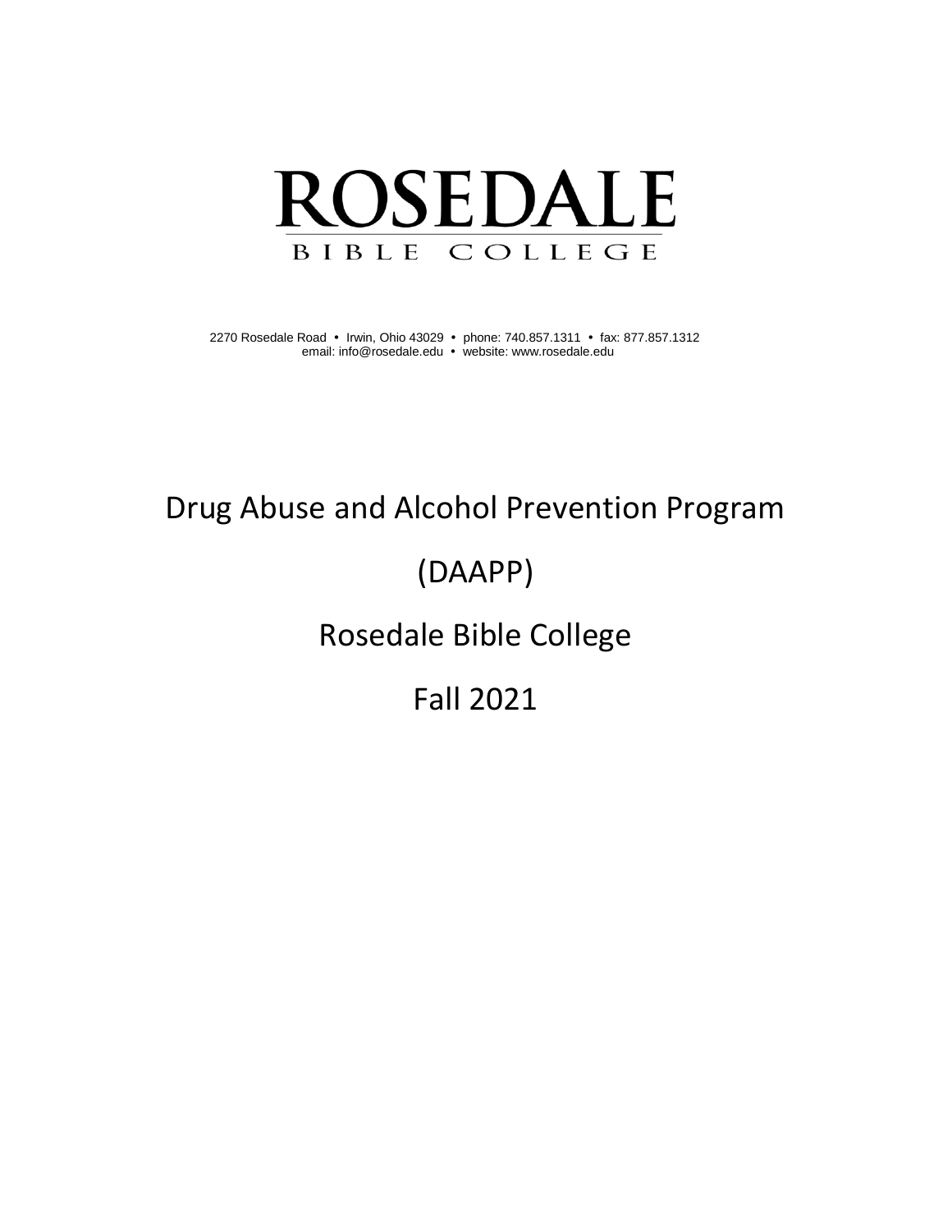# ROSEDALE

BIBLE COLLEGE

2270 Rosedale Road • Irwin, Ohio 43029 • phone: 740.857.1311 • fax: 877.857.1312
email: info@rosedale.edu • website: www.rosedale.edu

# Drug Abuse and Alcohol Prevention Program

# (DAAPP)

# Rosedale Bible College

# Fall 2021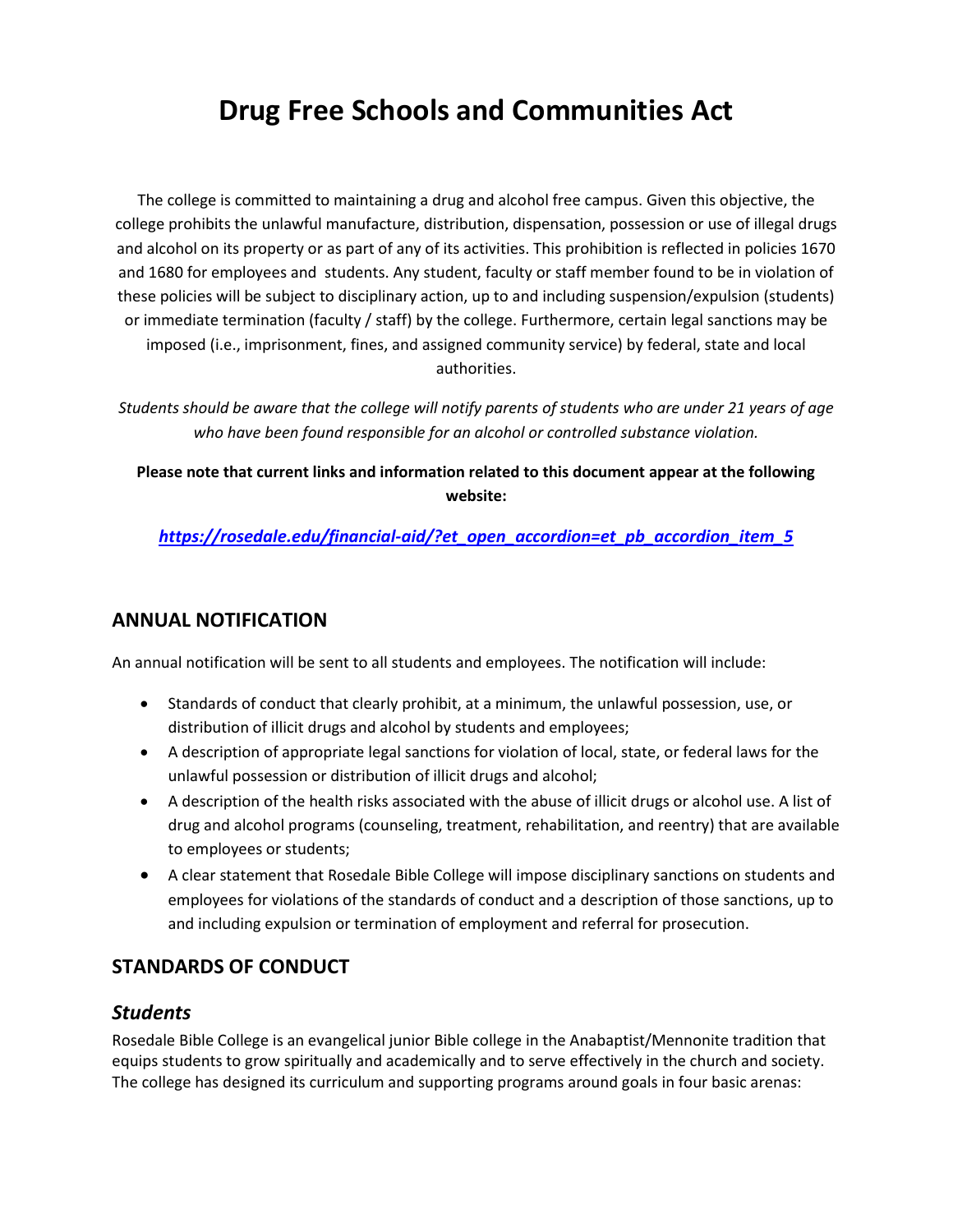# Drug Free Schools and Communities Act

The college is committed to maintaining a drug and alcohol free campus. Given this objective, the college prohibits the unlawful manufacture, distribution, dispensation, possession or use of illegal drugs and alcohol on its property or as part of any of its activities. This prohibition is reflected in policies 1670 and 1680 for employees and students. Any student, faculty or staff member found to be in violation of these policies will be subject to disciplinary action, up to and including suspension/expulsion (students) or immediate termination (faculty / staff) by the college. Furthermore, certain legal sanctions may be imposed (i.e., imprisonment, fines, and assigned community service) by federal, state and local authorities.

*Students should be aware that the college will notify parents of students who are under 21 years of age who have been found responsible for an alcohol or controlled substance violation.*

**Please note that current links and information related to this document appear at the following website:**

***https://rosedale.edu/financial-aid/?et_open_accordion=et_pb_accordion_item_5***

## ANNUAL NOTIFICATION

An annual notification will be sent to all students and employees. The notification will include:

- Standards of conduct that clearly prohibit, at a minimum, the unlawful possession, use, or distribution of illicit drugs and alcohol by students and employees;
- A description of appropriate legal sanctions for violation of local, state, or federal laws for the unlawful possession or distribution of illicit drugs and alcohol;
- A description of the health risks associated with the abuse of illicit drugs or alcohol use. A list of drug and alcohol programs (counseling, treatment, rehabilitation, and reentry) that are available to employees or students;
- A clear statement that Rosedale Bible College will impose disciplinary sanctions on students and employees for violations of the standards of conduct and a description of those sanctions, up to and including expulsion or termination of employment and referral for prosecution.

## STANDARDS OF CONDUCT

### *Students*

Rosedale Bible College is an evangelical junior Bible college in the Anabaptist/Mennonite tradition that equips students to grow spiritually and academically and to serve effectively in the church and society. The college has designed its curriculum and supporting programs around goals in four basic arenas: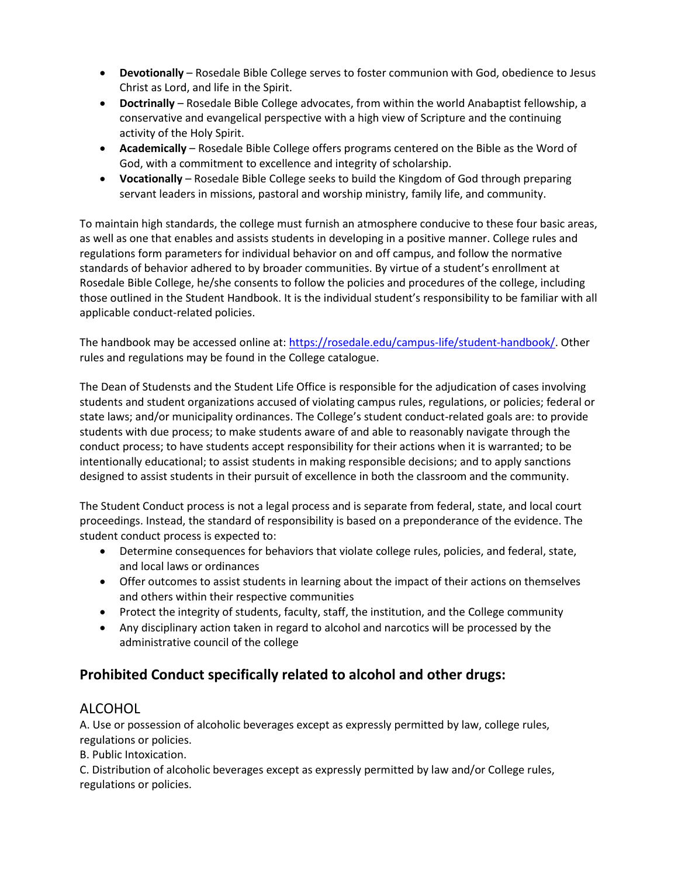- **Devotionally** – Rosedale Bible College serves to foster communion with God, obedience to Jesus Christ as Lord, and life in the Spirit.
- **Doctrinally** – Rosedale Bible College advocates, from within the world Anabaptist fellowship, a conservative and evangelical perspective with a high view of Scripture and the continuing activity of the Holy Spirit.
- **Academically** – Rosedale Bible College offers programs centered on the Bible as the Word of God, with a commitment to excellence and integrity of scholarship.
- **Vocationally** – Rosedale Bible College seeks to build the Kingdom of God through preparing servant leaders in missions, pastoral and worship ministry, family life, and community.

To maintain high standards, the college must furnish an atmosphere conducive to these four basic areas, as well as one that enables and assists students in developing in a positive manner. College rules and regulations form parameters for individual behavior on and off campus, and follow the normative standards of behavior adhered to by broader communities. By virtue of a student's enrollment at Rosedale Bible College, he/she consents to follow the policies and procedures of the college, including those outlined in the Student Handbook. It is the individual student's responsibility to be familiar with all applicable conduct-related policies.

The handbook may be accessed online at: [https://rosedale.edu/campus-life/student-handbook/](https://rosedale.edu/campus-life/student-handbook/). Other rules and regulations may be found in the College catalogue.

The Dean of Studensts and the Student Life Office is responsible for the adjudication of cases involving students and student organizations accused of violating campus rules, regulations, or policies; federal or state laws; and/or municipality ordinances. The College's student conduct-related goals are: to provide students with due process; to make students aware of and able to reasonably navigate through the conduct process; to have students accept responsibility for their actions when it is warranted; to be intentionally educational; to assist students in making responsible decisions; and to apply sanctions designed to assist students in their pursuit of excellence in both the classroom and the community.

The Student Conduct process is not a legal process and is separate from federal, state, and local court proceedings. Instead, the standard of responsibility is based on a preponderance of the evidence. The student conduct process is expected to:

- Determine consequences for behaviors that violate college rules, policies, and federal, state, and local laws or ordinances
- Offer outcomes to assist students in learning about the impact of their actions on themselves and others within their respective communities
- Protect the integrity of students, faculty, staff, the institution, and the College community
- Any disciplinary action taken in regard to alcohol and narcotics will be processed by the administrative council of the college

## Prohibited Conduct specifically related to alcohol and other drugs:

### ALCOHOL

A. Use or possession of alcoholic beverages except as expressly permitted by law, college rules, regulations or policies.

B. Public Intoxication.

C. Distribution of alcoholic beverages except as expressly permitted by law and/or College rules, regulations or policies.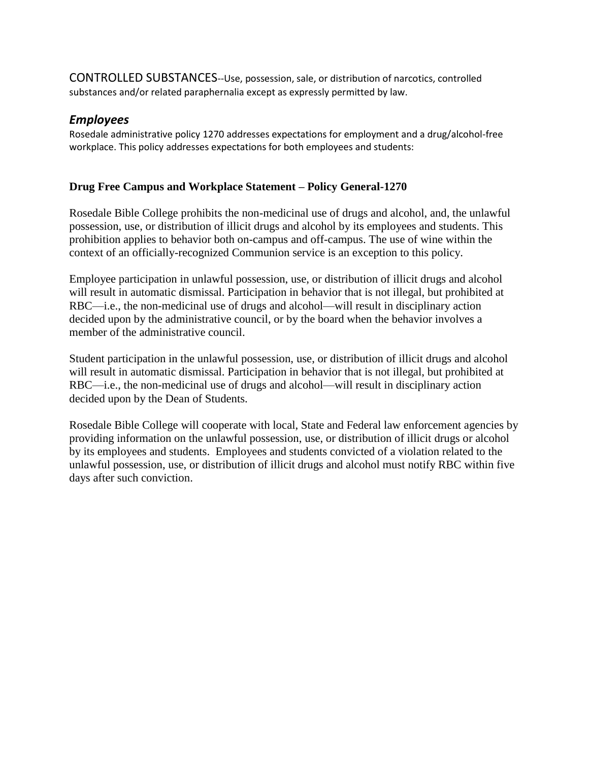CONTROLLED SUBSTANCES--Use, possession, sale, or distribution of narcotics, controlled substances and/or related paraphernalia except as expressly permitted by law.

## *Employees*

Rosedale administrative policy 1270 addresses expectations for employment and a drug/alcohol-free workplace. This policy addresses expectations for both employees and students:

### Drug Free Campus and Workplace Statement – Policy General-1270

Rosedale Bible College prohibits the non-medicinal use of drugs and alcohol, and, the unlawful possession, use, or distribution of illicit drugs and alcohol by its employees and students. This prohibition applies to behavior both on-campus and off-campus. The use of wine within the context of an officially-recognized Communion service is an exception to this policy.

Employee participation in unlawful possession, use, or distribution of illicit drugs and alcohol will result in automatic dismissal. Participation in behavior that is not illegal, but prohibited at RBC—i.e., the non-medicinal use of drugs and alcohol—will result in disciplinary action decided upon by the administrative council, or by the board when the behavior involves a member of the administrative council.

Student participation in the unlawful possession, use, or distribution of illicit drugs and alcohol will result in automatic dismissal. Participation in behavior that is not illegal, but prohibited at RBC—i.e., the non-medicinal use of drugs and alcohol—will result in disciplinary action decided upon by the Dean of Students.

Rosedale Bible College will cooperate with local, State and Federal law enforcement agencies by providing information on the unlawful possession, use, or distribution of illicit drugs or alcohol by its employees and students. Employees and students convicted of a violation related to the unlawful possession, use, or distribution of illicit drugs and alcohol must notify RBC within five days after such conviction.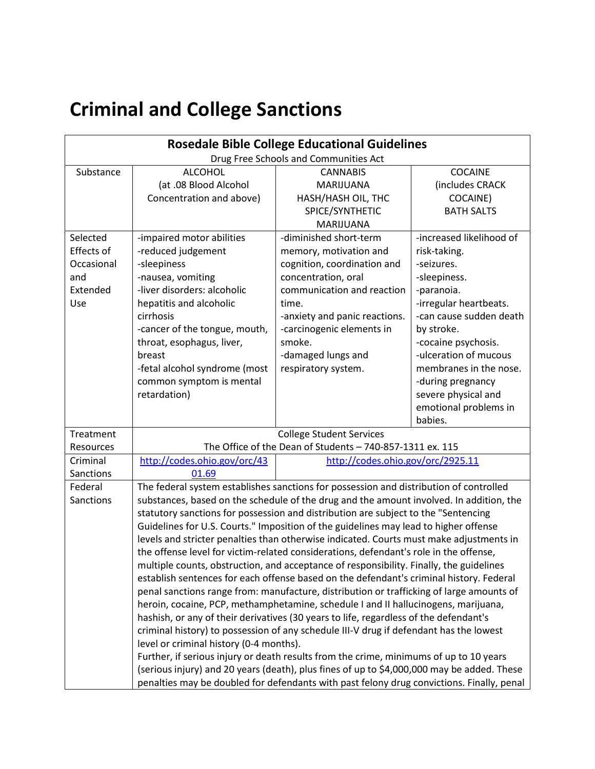# Criminal and College Sanctions

| Rosedale Bible College Educational Guidelines<br>Drug Free Schools and Communities Act | | | |
|---|---|---|---|
| Substance | ALCOHOL<br>(at .08 Blood Alcohol Concentration and above) | CANNABIS<br>MARIJUANA<br>HASH/HASH OIL, THC<br>SPICE/SYNTHETIC MARIJUANA | COCAINE<br>(includes CRACK COCAINE)<br>BATH SALTS |
| Selected Effects of Occasional and Extended Use | -impaired motor abilities<br>-reduced judgement<br>-sleepiness<br>-nausea, vomiting<br>-liver disorders: alcoholic hepatitis and alcoholic cirrhosis<br>-cancer of the tongue, mouth, throat, esophagus, liver, breast<br>-fetal alcohol syndrome (most common symptom is mental retardation) | -diminished short-term memory, motivation and cognition, coordination and concentration, oral communication and reaction time.<br>-anxiety and panic reactions.<br>-carcinogenic elements in smoke.<br>-damaged lungs and respiratory system. | -increased likelihood of risk-taking.<br>-seizures.<br>-sleepiness.<br>-paranoia.<br>-irregular heartbeats.<br>-can cause sudden death by stroke.<br>-cocaine psychosis.<br>-ulceration of mucous membranes in the nose.<br>-during pregnancy severe physical and emotional problems in babies. |
| Treatment Resources | College Student Services<br>The Office of the Dean of Students – 740-857-1311 ex. 115 | | |
| Criminal Sanctions | http://codes.ohio.gov/orc/4301.69 | http://codes.ohio.gov/orc/2925.11 | |
| Federal Sanctions | The federal system establishes sanctions for possession and distribution of controlled substances, based on the schedule of the drug and the amount involved. In addition, the statutory sanctions for possession and distribution are subject to the "Sentencing Guidelines for U.S. Courts." Imposition of the guidelines may lead to higher offense levels and stricter penalties than otherwise indicated. Courts must make adjustments in the offense level for victim-related considerations, defendant's role in the offense, multiple counts, obstruction, and acceptance of responsibility. Finally, the guidelines establish sentences for each offense based on the defendant's criminal history. Federal penal sanctions range from: manufacture, distribution or trafficking of large amounts of heroin, cocaine, PCP, methamphetamine, schedule I and II hallucinogens, marijuana, hashish, or any of their derivatives (30 years to life, regardless of the defendant's criminal history) to possession of any schedule III-V drug if defendant has the lowest level or criminal history (0-4 months).<br>Further, if serious injury or death results from the crime, minimums of up to 10 years (serious injury) and 20 years (death), plus fines of up to $4,000,000 may be added. These penalties may be doubled for defendants with past felony drug convictions. Finally, penal | | |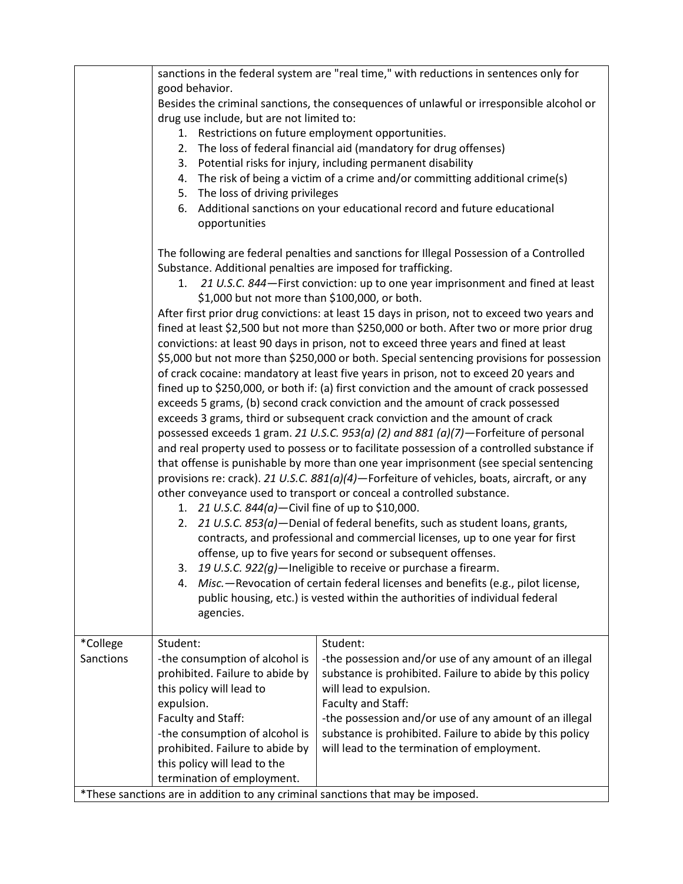| | | |
|---|---|---|
| | sanctions in the federal system are "real time," with reductions in sentences only for good behavior.<br>Besides the criminal sanctions, the consequences of unlawful or irresponsible alcohol or drug use include, but are not limited to:<br>1. Restrictions on future employment opportunities.<br>2. The loss of federal financial aid (mandatory for drug offenses)<br>3. Potential risks for injury, including permanent disability<br>4. The risk of being a victim of a crime and/or committing additional crime(s)<br>5. The loss of driving privileges<br>6. Additional sanctions on your educational record and future educational opportunities<br><br>The following are federal penalties and sanctions for Illegal Possession of a Controlled Substance. Additional penalties are imposed for trafficking.<br>1. *21 U.S.C. 844*—First conviction: up to one year imprisonment and fined at least $1,000 but not more than $100,000, or both.<br>After first prior drug convictions: at least 15 days in prison, not to exceed two years and fined at least $2,500 but not more than $250,000 or both. After two or more prior drug convictions: at least 90 days in prison, not to exceed three years and fined at least $5,000 but not more than $250,000 or both. Special sentencing provisions for possession of crack cocaine: mandatory at least five years in prison, not to exceed 20 years and fined up to $250,000, or both if: (a) first conviction and the amount of crack possessed exceeds 5 grams, (b) second crack conviction and the amount of crack possessed exceeds 3 grams, third or subsequent crack conviction and the amount of crack possessed exceeds 1 gram. *21 U.S.C. 953(a) (2) and 881 (a)(7)*—Forfeiture of personal and real property used to possess or to facilitate possession of a controlled substance if that offense is punishable by more than one year imprisonment (see special sentencing provisions re: crack). *21 U.S.C. 881(a)(4)*—Forfeiture of vehicles, boats, aircraft, or any other conveyance used to transport or conceal a controlled substance.<br>1. *21 U.S.C. 844(a)*—Civil fine of up to $10,000.<br>2. *21 U.S.C. 853(a)*—Denial of federal benefits, such as student loans, grants, contracts, and professional and commercial licenses, up to one year for first offense, up to five years for second or subsequent offenses.<br>3. *19 U.S.C. 922(g)*—Ineligible to receive or purchase a firearm.<br>4. *Misc.*—Revocation of certain federal licenses and benefits (e.g., pilot license, public housing, etc.) is vested within the authorities of individual federal agencies. | |
| *College Sanctions | Student:<br>-the consumption of alcohol is prohibited. Failure to abide by this policy will lead to expulsion.<br>Faculty and Staff:<br>-the consumption of alcohol is prohibited. Failure to abide by this policy will lead to the termination of employment. | Student:<br>-the possession and/or use of any amount of an illegal substance is prohibited. Failure to abide by this policy will lead to expulsion.<br>Faculty and Staff:<br>-the possession and/or use of any amount of an illegal substance is prohibited. Failure to abide by this policy will lead to the termination of employment. |

*These sanctions are in addition to any criminal sanctions that may be imposed.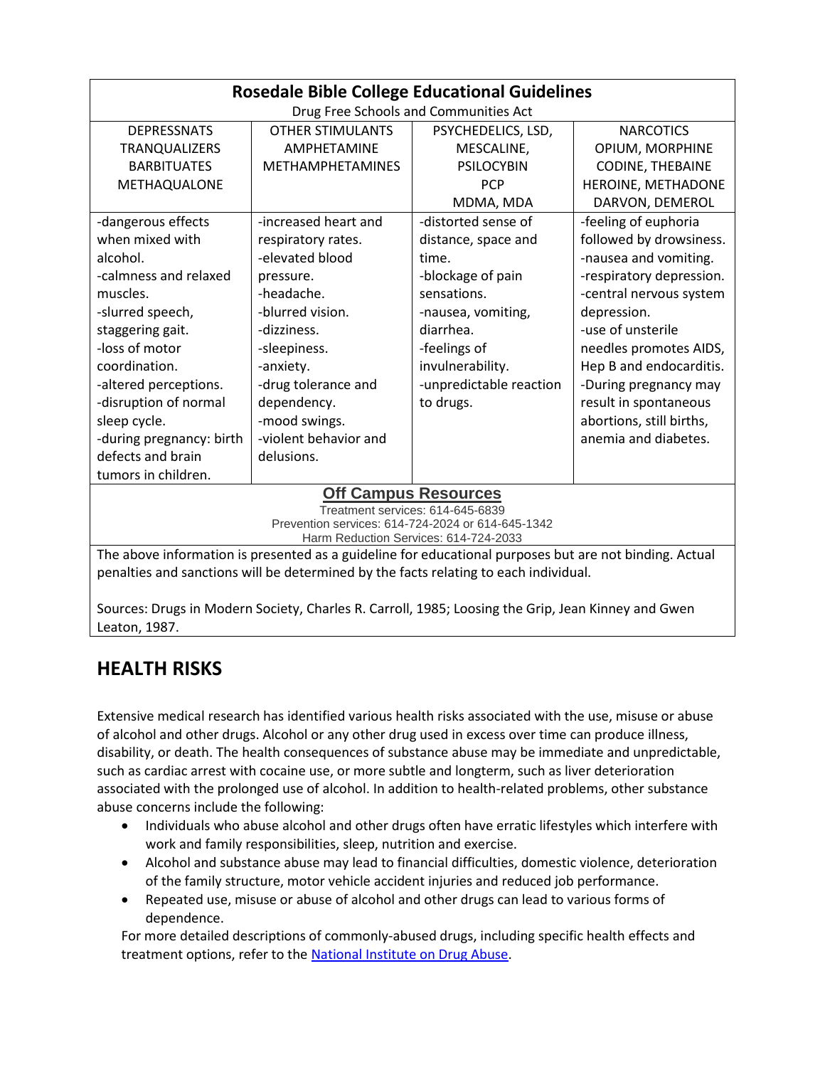| **Rosedale Bible College Educational Guidelines**<br>Drug Free Schools and Communities Act | | | |
|---|---|---|---|
| DEPRESSNATS<br>TRANQUALIZERS<br>BARBITUATES<br>METHAQUALONE | OTHER STIMULANTS<br>AMPHETAMINE<br>METHAMPHETAMINES | PSYCHEDELICS, LSD,<br>MESCALINE,<br>PSILOCYBIN<br>PCP<br>MDMA, MDA | NARCOTICS<br>OPIUM, MORPHINE<br>CODINE, THEBAINE<br>HEROINE, METHADONE<br>DARVON, DEMEROL |
| -dangerous effects when mixed with alcohol.<br>-calmness and relaxed muscles.<br>-slurred speech, staggering gait.<br>-loss of motor coordination.<br>-altered perceptions.<br>-disruption of normal sleep cycle.<br>-during pregnancy: birth defects and brain tumors in children. | -increased heart and respiratory rates.<br>-elevated blood pressure.<br>-headache.<br>-blurred vision.<br>-dizziness.<br>-sleepiness.<br>-anxiety.<br>-drug tolerance and dependency.<br>-mood swings.<br>-violent behavior and delusions. | -distorted sense of distance, space and time.<br>-blockage of pain sensations.<br>-nausea, vomiting, diarrhea.<br>-feelings of invulnerability.<br>-unpredictable reaction to drugs. | -feeling of euphoria followed by drowsiness.<br>-nausea and vomiting.<br>-respiratory depression.<br>-central nervous system depression.<br>-use of unsterile needles promotes AIDS, Hep B and endocarditis.<br>-During pregnancy may result in spontaneous abortions, still births, anemia and diabetes. |
| **Off Campus Resources**<br>Treatment services: 614-645-6839<br>Prevention services: 614-724-2024 or 614-645-1342<br>Harm Reduction Services: 614-724-2033 | | | |
| The above information is presented as a guideline for educational purposes but are not binding. Actual penalties and sanctions will be determined by the facts relating to each individual.<br><br>Sources: Drugs in Modern Society, Charles R. Carroll, 1985; Loosing the Grip, Jean Kinney and Gwen Leaton, 1987. | | | |

## HEALTH RISKS

Extensive medical research has identified various health risks associated with the use, misuse or abuse of alcohol and other drugs. Alcohol or any other drug used in excess over time can produce illness, disability, or death. The health consequences of substance abuse may be immediate and unpredictable, such as cardiac arrest with cocaine use, or more subtle and longterm, such as liver deterioration associated with the prolonged use of alcohol. In addition to health-related problems, other substance abuse concerns include the following:

- Individuals who abuse alcohol and other drugs often have erratic lifestyles which interfere with work and family responsibilities, sleep, nutrition and exercise.
- Alcohol and substance abuse may lead to financial difficulties, domestic violence, deterioration of the family structure, motor vehicle accident injuries and reduced job performance.
- Repeated use, misuse or abuse of alcohol and other drugs can lead to various forms of dependence.

For more detailed descriptions of commonly-abused drugs, including specific health effects and treatment options, refer to the National Institute on Drug Abuse.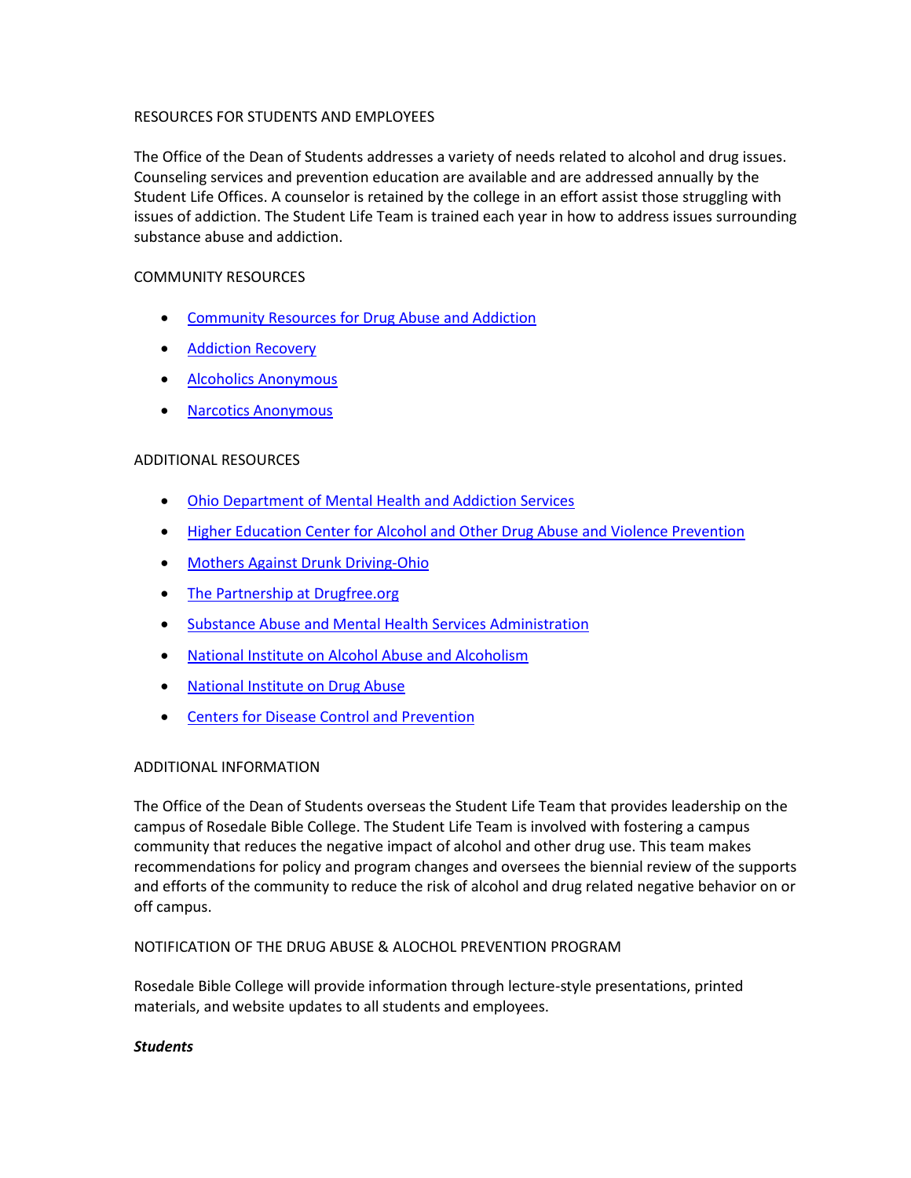RESOURCES FOR STUDENTS AND EMPLOYEES

The Office of the Dean of Students addresses a variety of needs related to alcohol and drug issues. Counseling services and prevention education are available and are addressed annually by the Student Life Offices. A counselor is retained by the college in an effort assist those struggling with issues of addiction. The Student Life Team is trained each year in how to address issues surrounding substance abuse and addiction.

COMMUNITY RESOURCES

- Community Resources for Drug Abuse and Addiction
- Addiction Recovery
- Alcoholics Anonymous
- Narcotics Anonymous

ADDITIONAL RESOURCES

- Ohio Department of Mental Health and Addiction Services
- Higher Education Center for Alcohol and Other Drug Abuse and Violence Prevention
- Mothers Against Drunk Driving-Ohio
- The Partnership at Drugfree.org
- Substance Abuse and Mental Health Services Administration
- National Institute on Alcohol Abuse and Alcoholism
- National Institute on Drug Abuse
- Centers for Disease Control and Prevention

ADDITIONAL INFORMATION

The Office of the Dean of Students oversees the Student Life Team that provides leadership on the campus of Rosedale Bible College. The Student Life Team is involved with fostering a campus community that reduces the negative impact of alcohol and other drug use. This team makes recommendations for policy and program changes and oversees the biennial review of the supports and efforts of the community to reduce the risk of alcohol and drug related negative behavior on or off campus.

NOTIFICATION OF THE DRUG ABUSE & ALOCHOL PREVENTION PROGRAM

Rosedale Bible College will provide information through lecture-style presentations, printed materials, and website updates to all students and employees.

***Students***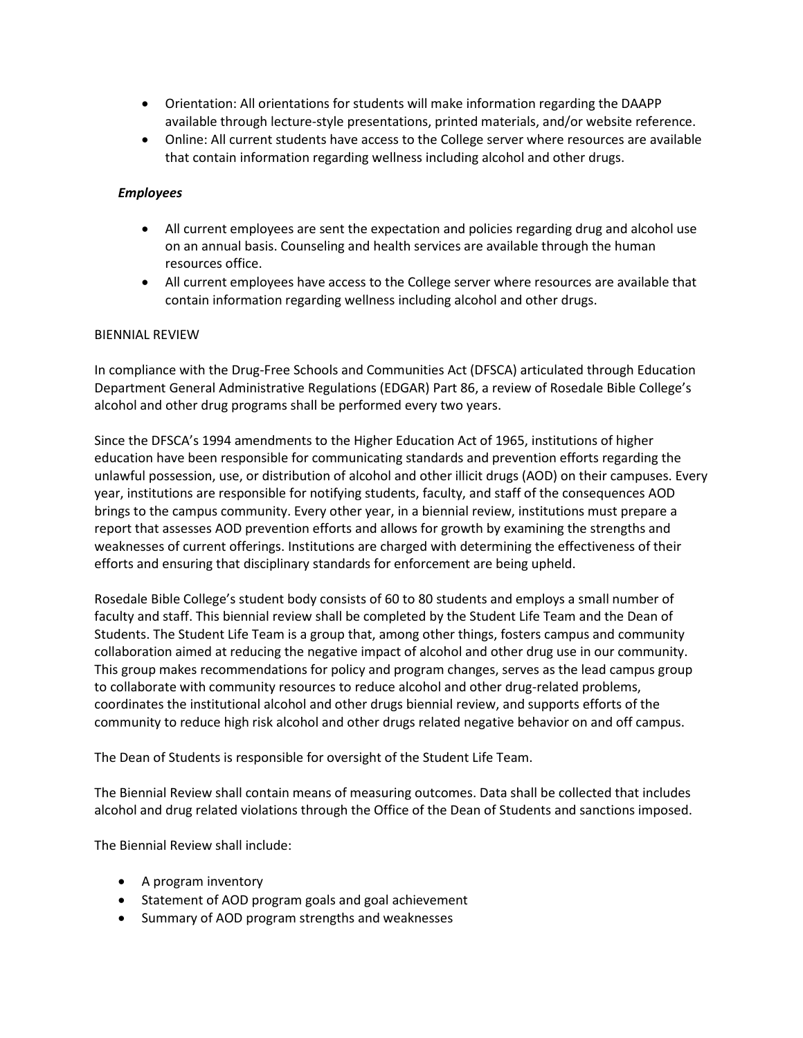- Orientation: All orientations for students will make information regarding the DAAPP available through lecture-style presentations, printed materials, and/or website reference.
- Online: All current students have access to the College server where resources are available that contain information regarding wellness including alcohol and other drugs.

***Employees***

- All current employees are sent the expectation and policies regarding drug and alcohol use on an annual basis. Counseling and health services are available through the human resources office.
- All current employees have access to the College server where resources are available that contain information regarding wellness including alcohol and other drugs.

BIENNIAL REVIEW

In compliance with the Drug-Free Schools and Communities Act (DFSCA) articulated through Education Department General Administrative Regulations (EDGAR) Part 86, a review of Rosedale Bible College's alcohol and other drug programs shall be performed every two years.

Since the DFSCA's 1994 amendments to the Higher Education Act of 1965, institutions of higher education have been responsible for communicating standards and prevention efforts regarding the unlawful possession, use, or distribution of alcohol and other illicit drugs (AOD) on their campuses. Every year, institutions are responsible for notifying students, faculty, and staff of the consequences AOD brings to the campus community. Every other year, in a biennial review, institutions must prepare a report that assesses AOD prevention efforts and allows for growth by examining the strengths and weaknesses of current offerings. Institutions are charged with determining the effectiveness of their efforts and ensuring that disciplinary standards for enforcement are being upheld.

Rosedale Bible College's student body consists of 60 to 80 students and employs a small number of faculty and staff. This biennial review shall be completed by the Student Life Team and the Dean of Students. The Student Life Team is a group that, among other things, fosters campus and community collaboration aimed at reducing the negative impact of alcohol and other drug use in our community. This group makes recommendations for policy and program changes, serves as the lead campus group to collaborate with community resources to reduce alcohol and other drug-related problems, coordinates the institutional alcohol and other drugs biennial review, and supports efforts of the community to reduce high risk alcohol and other drugs related negative behavior on and off campus.

The Dean of Students is responsible for oversight of the Student Life Team.

The Biennial Review shall contain means of measuring outcomes. Data shall be collected that includes alcohol and drug related violations through the Office of the Dean of Students and sanctions imposed.

The Biennial Review shall include:

- A program inventory
- Statement of AOD program goals and goal achievement
- Summary of AOD program strengths and weaknesses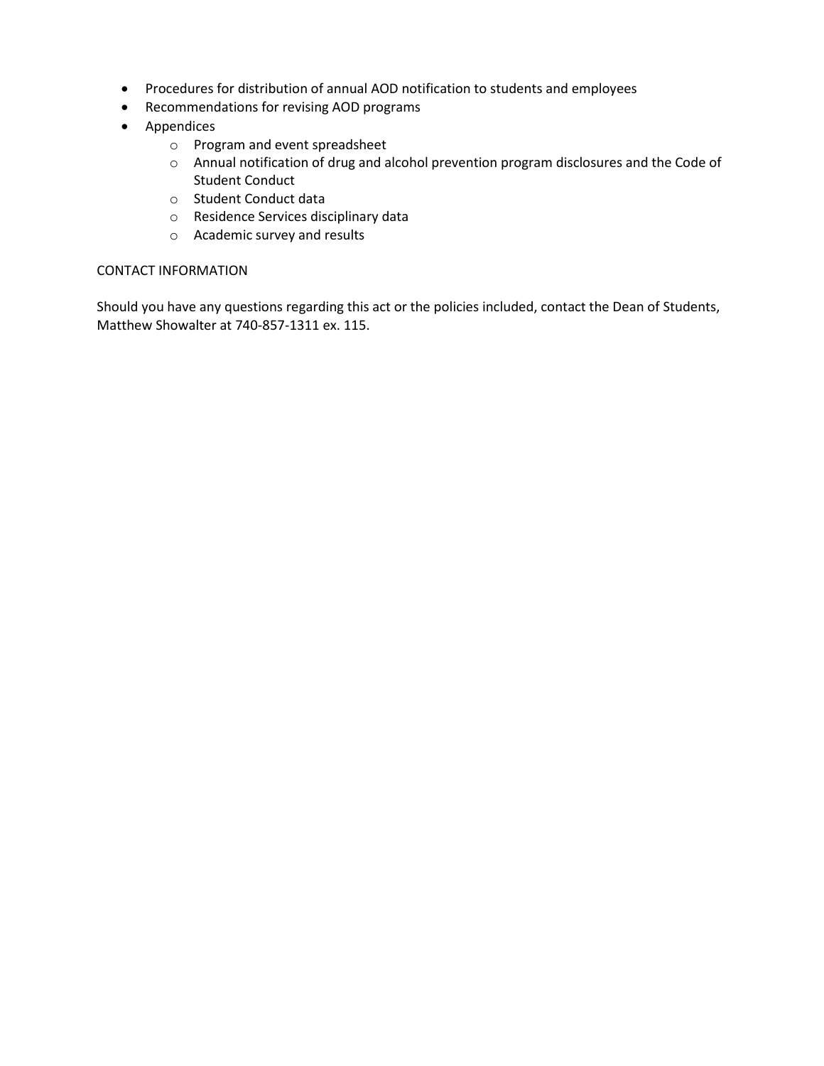- Procedures for distribution of annual AOD notification to students and employees
- Recommendations for revising AOD programs
- Appendices
    - Program and event spreadsheet
    - Annual notification of drug and alcohol prevention program disclosures and the Code of Student Conduct
    - Student Conduct data
    - Residence Services disciplinary data
    - Academic survey and results

CONTACT INFORMATION

Should you have any questions regarding this act or the policies included, contact the Dean of Students, Matthew Showalter at 740-857-1311 ex. 115.